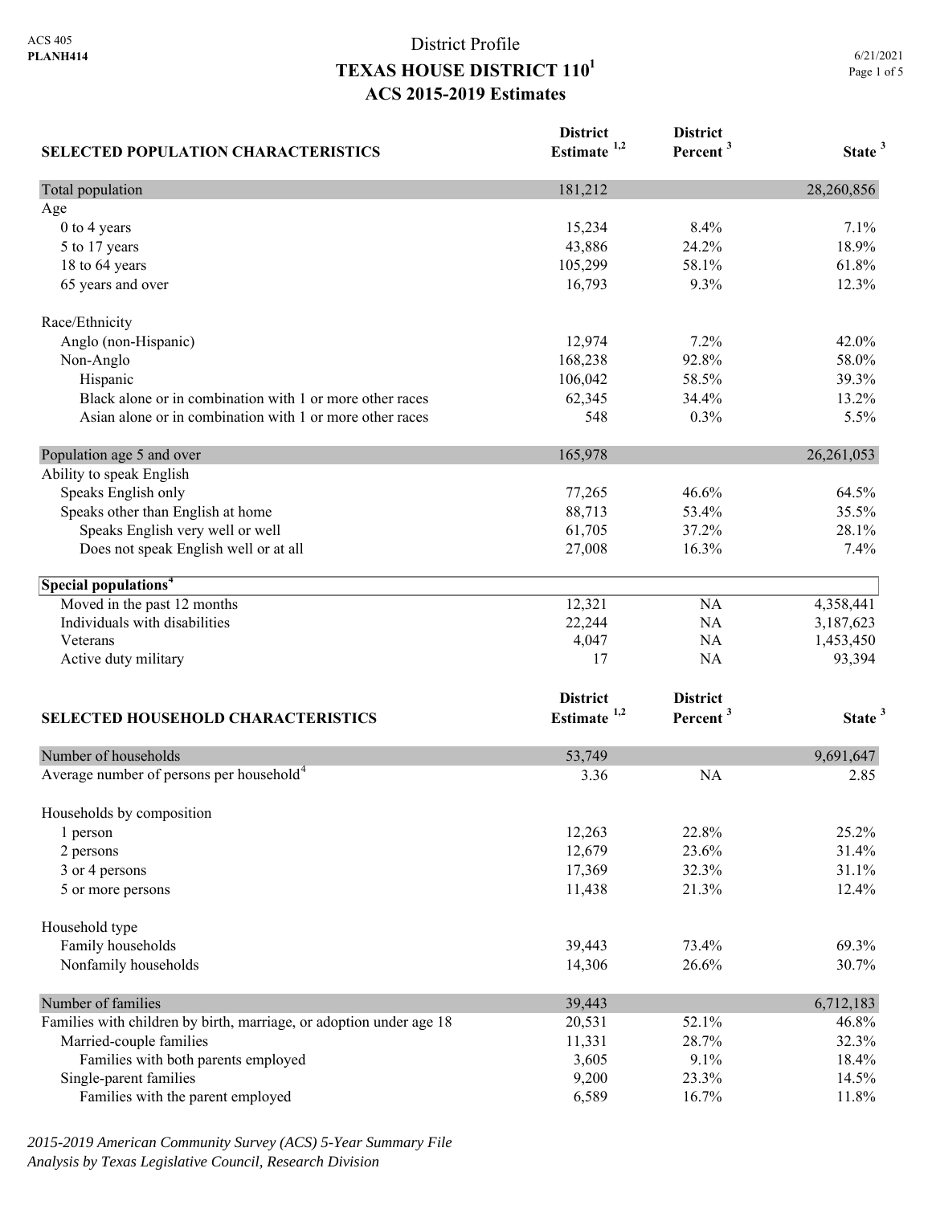# District Profile

## TEXAS HOUSE DISTRICT 110[1]

### ACS 2015-2019 Estimates

| SELECTED POPULATION CHARACTERISTICS | District Estimate [1,2] | District Percent [3] | State [3] |
|---|---|---|---|
| Total population | 181,212 | | 28,260,856 |
| Age | | | |
| 0 to 4 years | 15,234 | 8.4% | 7.1% |
| 5 to 17 years | 43,886 | 24.2% | 18.9% |
| 18 to 64 years | 105,299 | 58.1% | 61.8% |
| 65 years and over | 16,793 | 9.3% | 12.3% |
| Race/Ethnicity | | | |
| Anglo (non-Hispanic) | 12,974 | 7.2% | 42.0% |
| Non-Anglo | 168,238 | 92.8% | 58.0% |
| Hispanic | 106,042 | 58.5% | 39.3% |
| Black alone or in combination with 1 or more other races | 62,345 | 34.4% | 13.2% |
| Asian alone or in combination with 1 or more other races | 548 | 0.3% | 5.5% |
| Population age 5 and over | 165,978 | | 26,261,053 |
| Ability to speak English | | | |
| Speaks English only | 77,265 | 46.6% | 64.5% |
| Speaks other than English at home | 88,713 | 53.4% | 35.5% |
| Speaks English very well or well | 61,705 | 37.2% | 28.1% |
| Does not speak English well or at all | 27,008 | 16.3% | 7.4% |
| **Special populations[4]** | | | |
| Moved in the past 12 months | 12,321 | NA | 4,358,441 |
| Individuals with disabilities | 22,244 | NA | 3,187,623 |
| Veterans | 4,047 | NA | 1,453,450 |
| Active duty military | 17 | NA | 93,394 |

| SELECTED HOUSEHOLD CHARACTERISTICS | District Estimate [1,2] | District Percent [3] | State [3] |
|---|---|---|---|
| Number of households | 53,749 | | 9,691,647 |
| Average number of persons per household[4] | 3.36 | NA | 2.85 |
| Households by composition | | | |
| 1 person | 12,263 | 22.8% | 25.2% |
| 2 persons | 12,679 | 23.6% | 31.4% |
| 3 or 4 persons | 17,369 | 32.3% | 31.1% |
| 5 or more persons | 11,438 | 21.3% | 12.4% |
| Household type | | | |
| Family households | 39,443 | 73.4% | 69.3% |
| Nonfamily households | 14,306 | 26.6% | 30.7% |
| Number of families | 39,443 | | 6,712,183 |
| Families with children by birth, marriage, or adoption under age 18 | 20,531 | 52.1% | 46.8% |
| Married-couple families | 11,331 | 28.7% | 32.3% |
| Families with both parents employed | 3,605 | 9.1% | 18.4% |
| Single-parent families | 9,200 | 23.3% | 14.5% |
| Families with the parent employed | 6,589 | 16.7% | 11.8% |

*2015-2019 American Community Survey (ACS) 5-Year Summary File*
*Analysis by Texas Legislative Council, Research Division*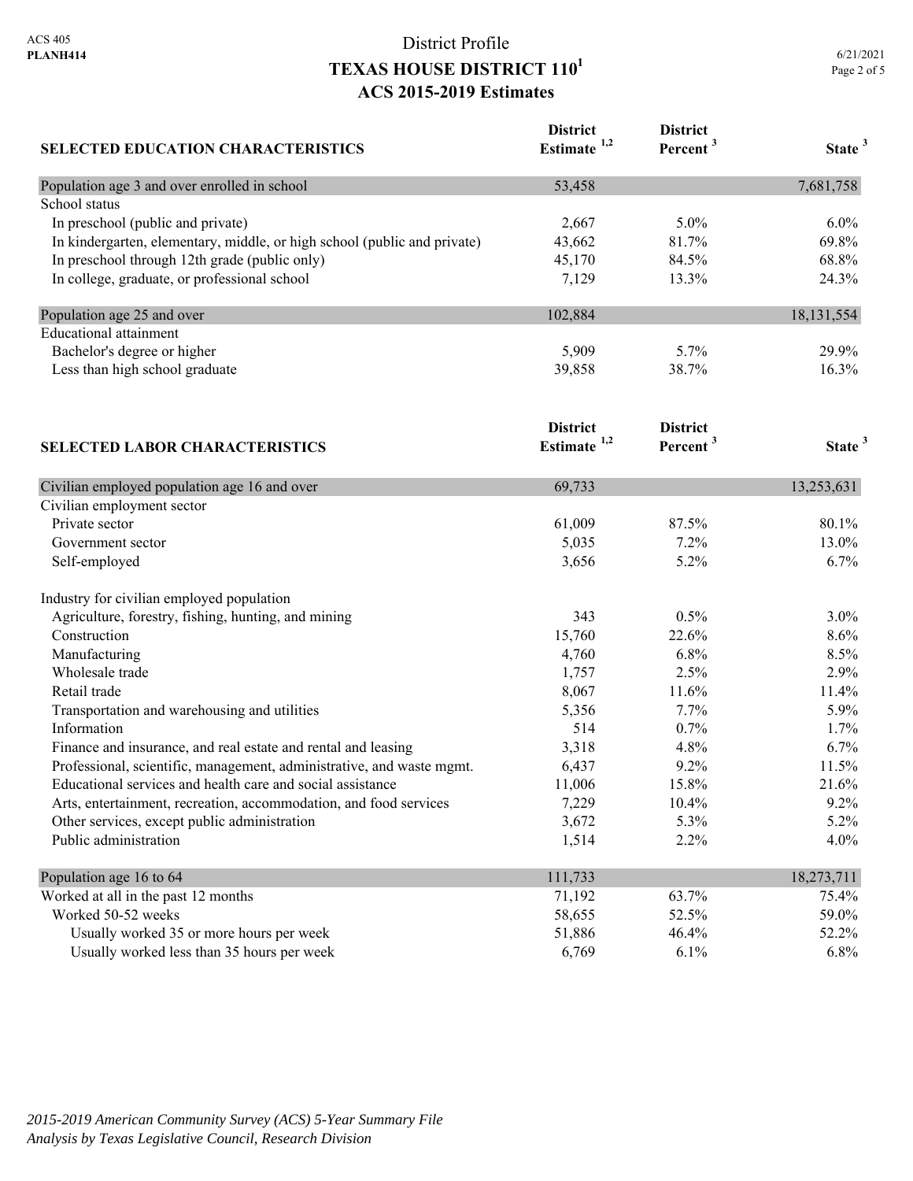District Profile

# TEXAS HOUSE DISTRICT 110[1]

## ACS 2015-2019 Estimates

| SELECTED EDUCATION CHARACTERISTICS | District Estimate [1,2] | District Percent [3] | State [3] |
|---|---|---|---|
| Population age 3 and over enrolled in school | 53,458 | | 7,681,758 |
| School status | | | |
| In preschool (public and private) | 2,667 | 5.0% | 6.0% |
| In kindergarten, elementary, middle, or high school (public and private) | 43,662 | 81.7% | 69.8% |
| In preschool through 12th grade (public only) | 45,170 | 84.5% | 68.8% |
| In college, graduate, or professional school | 7,129 | 13.3% | 24.3% |
| Population age 25 and over | 102,884 | | 18,131,554 |
| Educational attainment | | | |
| Bachelor's degree or higher | 5,909 | 5.7% | 29.9% |
| Less than high school graduate | 39,858 | 38.7% | 16.3% |

| SELECTED LABOR CHARACTERISTICS | District Estimate [1,2] | District Percent [3] | State [3] |
|---|---|---|---|
| Civilian employed population age 16 and over | 69,733 | | 13,253,631 |
| Civilian employment sector | | | |
| Private sector | 61,009 | 87.5% | 80.1% |
| Government sector | 5,035 | 7.2% | 13.0% |
| Self-employed | 3,656 | 5.2% | 6.7% |
| Industry for civilian employed population | | | |
| Agriculture, forestry, fishing, hunting, and mining | 343 | 0.5% | 3.0% |
| Construction | 15,760 | 22.6% | 8.6% |
| Manufacturing | 4,760 | 6.8% | 8.5% |
| Wholesale trade | 1,757 | 2.5% | 2.9% |
| Retail trade | 8,067 | 11.6% | 11.4% |
| Transportation and warehousing and utilities | 5,356 | 7.7% | 5.9% |
| Information | 514 | 0.7% | 1.7% |
| Finance and insurance, and real estate and rental and leasing | 3,318 | 4.8% | 6.7% |
| Professional, scientific, management, administrative, and waste mgmt. | 6,437 | 9.2% | 11.5% |
| Educational services and health care and social assistance | 11,006 | 15.8% | 21.6% |
| Arts, entertainment, recreation, accommodation, and food services | 7,229 | 10.4% | 9.2% |
| Other services, except public administration | 3,672 | 5.3% | 5.2% |
| Public administration | 1,514 | 2.2% | 4.0% |
| Population age 16 to 64 | 111,733 | | 18,273,711 |
| Worked at all in the past 12 months | 71,192 | 63.7% | 75.4% |
| Worked 50-52 weeks | 58,655 | 52.5% | 59.0% |
| Usually worked 35 or more hours per week | 51,886 | 46.4% | 52.2% |
| Usually worked less than 35 hours per week | 6,769 | 6.1% | 6.8% |

*2015-2019 American Community Survey (ACS) 5-Year Summary File*
*Analysis by Texas Legislative Council, Research Division*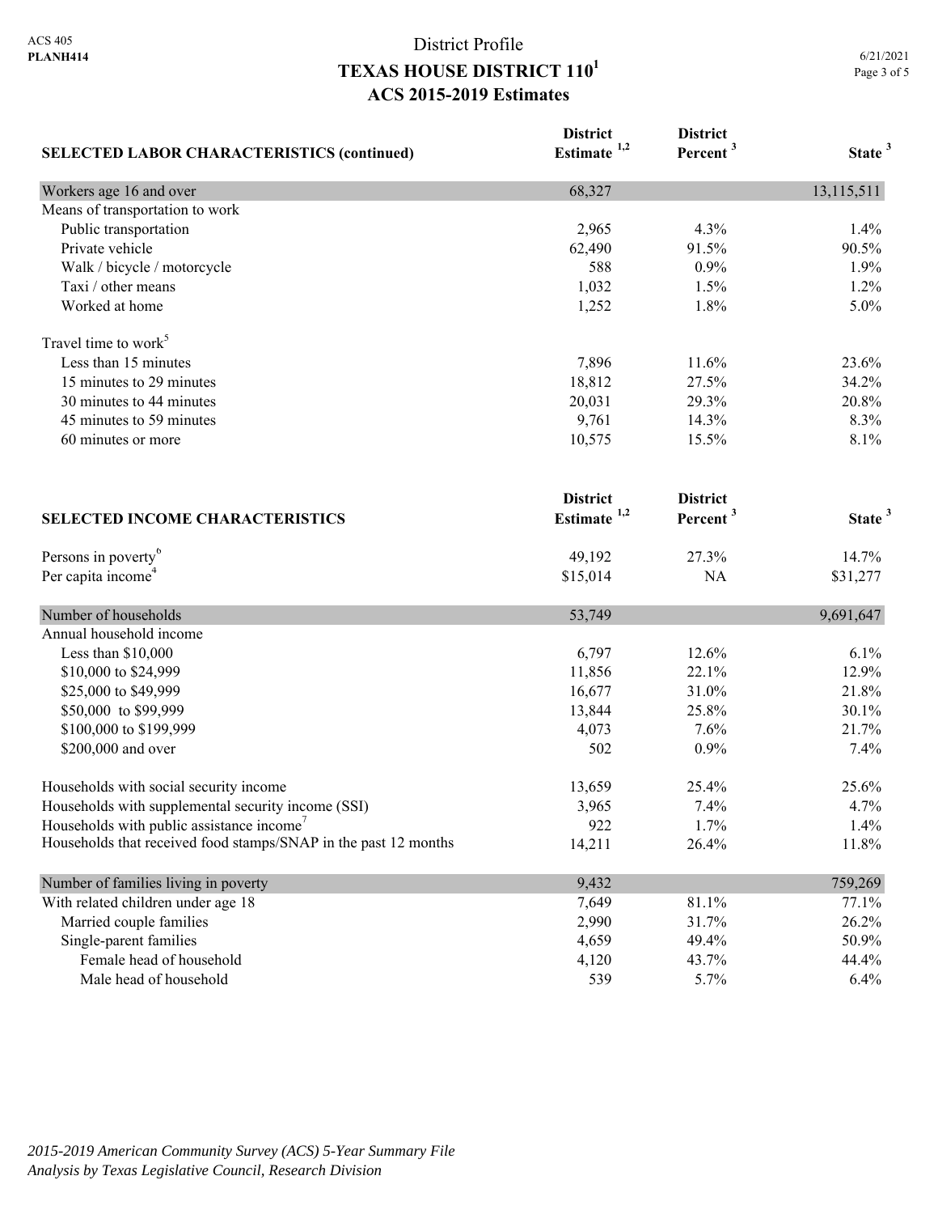ACS 405
**PLANH414**

# District Profile
## TEXAS HOUSE DISTRICT 110[1]
## ACS 2015-2019 Estimates

6/21/2021

| SELECTED LABOR CHARACTERISTICS (continued) | District Estimate [1,2] | District Percent [3] | State [3] |
|---|---|---|---|
| Workers age 16 and over | 68,327 | | 13,115,511 |
| Means of transportation to work | | | |
| Public transportation | 2,965 | 4.3% | 1.4% |
| Private vehicle | 62,490 | 91.5% | 90.5% |
| Walk / bicycle / motorcycle | 588 | 0.9% | 1.9% |
| Taxi / other means | 1,032 | 1.5% | 1.2% |
| Worked at home | 1,252 | 1.8% | 5.0% |
| Travel time to work[5] | | | |
| Less than 15 minutes | 7,896 | 11.6% | 23.6% |
| 15 minutes to 29 minutes | 18,812 | 27.5% | 34.2% |
| 30 minutes to 44 minutes | 20,031 | 29.3% | 20.8% |
| 45 minutes to 59 minutes | 9,761 | 14.3% | 8.3% |
| 60 minutes or more | 10,575 | 15.5% | 8.1% |

| SELECTED INCOME CHARACTERISTICS | District Estimate [1,2] | District Percent [3] | State [3] |
|---|---|---|---|
| Persons in poverty[6] | 49,192 | 27.3% | 14.7% |
| Per capita income[4] | $15,014 | NA | $31,277 |
| Number of households | 53,749 | | 9,691,647 |
| Annual household income | | | |
| Less than $10,000 | 6,797 | 12.6% | 6.1% |
| $10,000 to $24,999 | 11,856 | 22.1% | 12.9% |
| $25,000 to $49,999 | 16,677 | 31.0% | 21.8% |
| $50,000 to $99,999 | 13,844 | 25.8% | 30.1% |
| $100,000 to $199,999 | 4,073 | 7.6% | 21.7% |
| $200,000 and over | 502 | 0.9% | 7.4% |
| Households with social security income | 13,659 | 25.4% | 25.6% |
| Households with supplemental security income (SSI) | 3,965 | 7.4% | 4.7% |
| Households with public assistance income[7] | 922 | 1.7% | 1.4% |
| Households that received food stamps/SNAP in the past 12 months | 14,211 | 26.4% | 11.8% |
| Number of families living in poverty | 9,432 | | 759,269 |
| With related children under age 18 | 7,649 | 81.1% | 77.1% |
| Married couple families | 2,990 | 31.7% | 26.2% |
| Single-parent families | 4,659 | 49.4% | 50.9% |
| Female head of household | 4,120 | 43.7% | 44.4% |
| Male head of household | 539 | 5.7% | 6.4% |

*2015-2019 American Community Survey (ACS) 5-Year Summary File*
*Analysis by Texas Legislative Council, Research Division*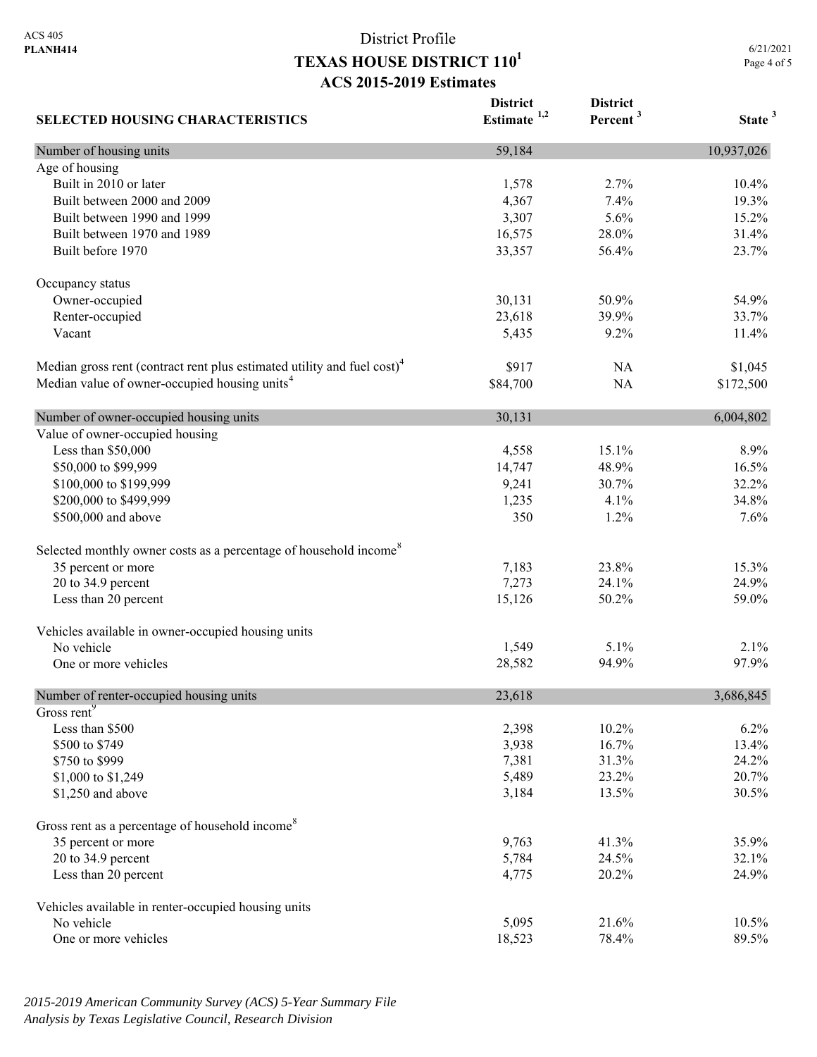ACS 405
**PLANH414**

District Profile

# TEXAS HOUSE DISTRICT 110[1]

## ACS 2015-2019 Estimates

6/21/2021

| SELECTED HOUSING CHARACTERISTICS | District Estimate [1,2] | District Percent [3] | State [3] |
|---|---|---|---|
| Number of housing units | 59,184 | | 10,937,026 |
| Age of housing | | | |
| Built in 2010 or later | 1,578 | 2.7% | 10.4% |
| Built between 2000 and 2009 | 4,367 | 7.4% | 19.3% |
| Built between 1990 and 1999 | 3,307 | 5.6% | 15.2% |
| Built between 1970 and 1989 | 16,575 | 28.0% | 31.4% |
| Built before 1970 | 33,357 | 56.4% | 23.7% |
| Occupancy status | | | |
| Owner-occupied | 30,131 | 50.9% | 54.9% |
| Renter-occupied | 23,618 | 39.9% | 33.7% |
| Vacant | 5,435 | 9.2% | 11.4% |
| Median gross rent (contract rent plus estimated utility and fuel cost)[4] | $917 | NA | $1,045 |
| Median value of owner-occupied housing units[4] | $84,700 | NA | $172,500 |
| Number of owner-occupied housing units | 30,131 | | 6,004,802 |
| Value of owner-occupied housing | | | |
| Less than $50,000 | 4,558 | 15.1% | 8.9% |
| $50,000 to $99,999 | 14,747 | 48.9% | 16.5% |
| $100,000 to $199,999 | 9,241 | 30.7% | 32.2% |
| $200,000 to $499,999 | 1,235 | 4.1% | 34.8% |
| $500,000 and above | 350 | 1.2% | 7.6% |
| Selected monthly owner costs as a percentage of household income[8] | | | |
| 35 percent or more | 7,183 | 23.8% | 15.3% |
| 20 to 34.9 percent | 7,273 | 24.1% | 24.9% |
| Less than 20 percent | 15,126 | 50.2% | 59.0% |
| Vehicles available in owner-occupied housing units | | | |
| No vehicle | 1,549 | 5.1% | 2.1% |
| One or more vehicles | 28,582 | 94.9% | 97.9% |
| Number of renter-occupied housing units | 23,618 | | 3,686,845 |
| Gross rent[9] | | | |
| Less than $500 | 2,398 | 10.2% | 6.2% |
| $500 to $749 | 3,938 | 16.7% | 13.4% |
| $750 to $999 | 7,381 | 31.3% | 24.2% |
| $1,000 to $1,249 | 5,489 | 23.2% | 20.7% |
| $1,250 and above | 3,184 | 13.5% | 30.5% |
| Gross rent as a percentage of household income[8] | | | |
| 35 percent or more | 9,763 | 41.3% | 35.9% |
| 20 to 34.9 percent | 5,784 | 24.5% | 32.1% |
| Less than 20 percent | 4,775 | 20.2% | 24.9% |
| Vehicles available in renter-occupied housing units | | | |
| No vehicle | 5,095 | 21.6% | 10.5% |
| One or more vehicles | 18,523 | 78.4% | 89.5% |

*2015-2019 American Community Survey (ACS) 5-Year Summary File*
*Analysis by Texas Legislative Council, Research Division*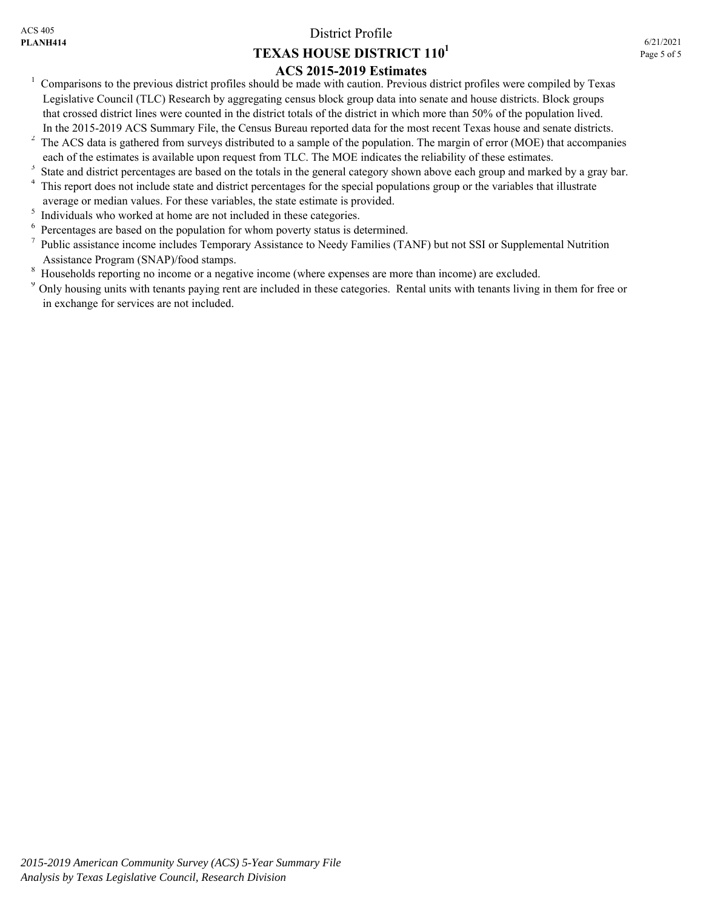[1] Comparisons to the previous district profiles should be made with caution. Previous district profiles were compiled by Texas Legislative Council (TLC) Research by aggregating census block group data into senate and house districts. Block groups that crossed district lines were counted in the district totals of the district in which more than 50% of the population lived. In the 2015-2019 ACS Summary File, the Census Bureau reported data for the most recent Texas house and senate districts.

[2] The ACS data is gathered from surveys distributed to a sample of the population. The margin of error (MOE) that accompanies each of the estimates is available upon request from TLC. The MOE indicates the reliability of these estimates.

[3] State and district percentages are based on the totals in the general category shown above each group and marked by a gray bar.

[4] This report does not include state and district percentages for the special populations group or the variables that illustrate average or median values. For these variables, the state estimate is provided.

[5] Individuals who worked at home are not included in these categories.

[6] Percentages are based on the population for whom poverty status is determined.

[7] Public assistance income includes Temporary Assistance to Needy Families (TANF) but not SSI or Supplemental Nutrition Assistance Program (SNAP)/food stamps.

[8] Households reporting no income or a negative income (where expenses are more than income) are excluded.

[9] Only housing units with tenants paying rent are included in these categories. Rental units with tenants living in them for free or in exchange for services are not included.